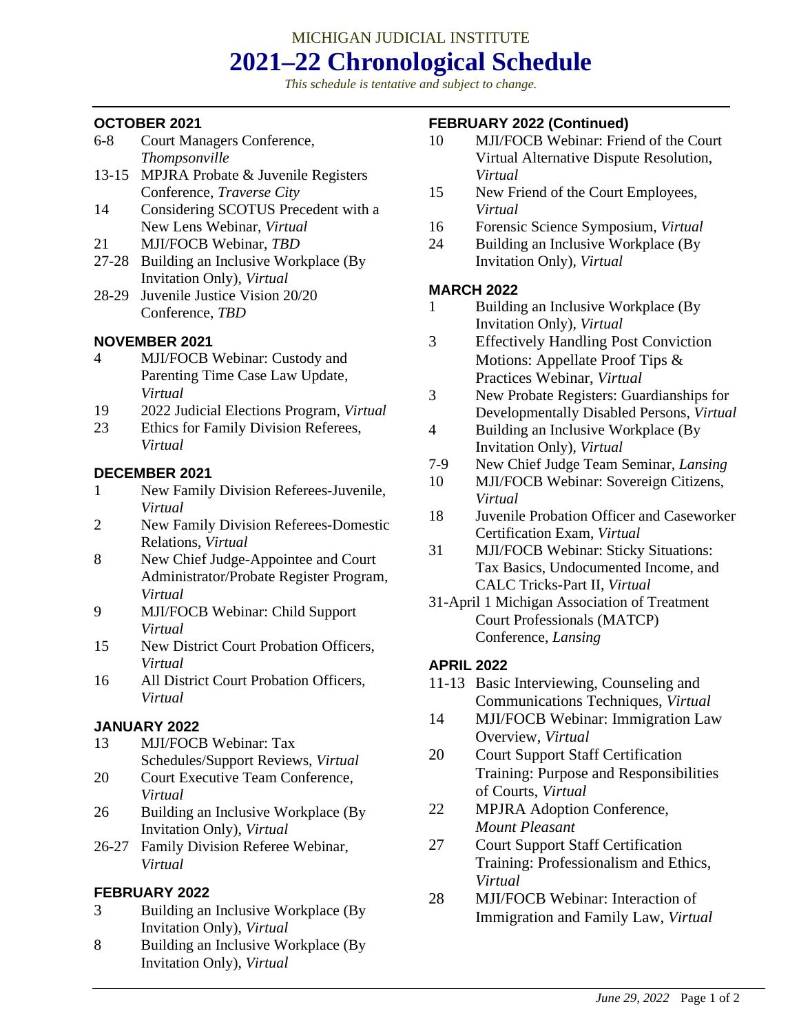MICHIGAN JUDICIAL INSTITUTE

# 2021–22 Chronological Schedule

*This schedule is tentative and subject to change.*

### OCTOBER 2021

- 6-8 Court Managers Conference, *Thompsonville*
- 13-15 MPJRA Probate & Juvenile Registers Conference, *Traverse City*
- 14 Considering SCOTUS Precedent with a New Lens Webinar, *Virtual*
- 21 MJI/FOCB Webinar, *TBD*
- 27-28 Building an Inclusive Workplace (By Invitation Only), *Virtual*
- 28-29 Juvenile Justice Vision 20/20 Conference, *TBD*

### NOVEMBER 2021

- 4 MJI/FOCB Webinar: Custody and Parenting Time Case Law Update, *Virtual*
- 19 2022 Judicial Elections Program, *Virtual*
- 23 Ethics for Family Division Referees, *Virtual*

### DECEMBER 2021

- 1 New Family Division Referees-Juvenile, *Virtual*
- 2 New Family Division Referees-Domestic Relations, *Virtual*
- 8 New Chief Judge-Appointee and Court Administrator/Probate Register Program, *Virtual*
- 9 MJI/FOCB Webinar: Child Support *Virtual*
- 15 New District Court Probation Officers, *Virtual*
- 16 All District Court Probation Officers, *Virtual*

### JANUARY 2022

- 13 MJI/FOCB Webinar: Tax Schedules/Support Reviews, *Virtual*
- 20 Court Executive Team Conference, *Virtual*
- 26 Building an Inclusive Workplace (By Invitation Only), *Virtual*
- 26-27 Family Division Referee Webinar, *Virtual*

### FEBRUARY 2022

- 3 Building an Inclusive Workplace (By Invitation Only), *Virtual*
- 8 Building an Inclusive Workplace (By Invitation Only), *Virtual*

### FEBRUARY 2022 (Continued)

- 10 MJI/FOCB Webinar: Friend of the Court Virtual Alternative Dispute Resolution, *Virtual*
- 15 New Friend of the Court Employees, *Virtual*
- 16 Forensic Science Symposium, *Virtual*
- 24 Building an Inclusive Workplace (By Invitation Only), *Virtual*

### MARCH 2022

- 1 Building an Inclusive Workplace (By Invitation Only), *Virtual*
- 3 Effectively Handling Post Conviction Motions: Appellate Proof Tips & Practices Webinar, *Virtual*
- 3 New Probate Registers: Guardianships for Developmentally Disabled Persons, *Virtual*
- 4 Building an Inclusive Workplace (By Invitation Only), *Virtual*
- 7-9 New Chief Judge Team Seminar, *Lansing*
- 10 MJI/FOCB Webinar: Sovereign Citizens, *Virtual*
- 18 Juvenile Probation Officer and Caseworker Certification Exam, *Virtual*
- 31 MJI/FOCB Webinar: Sticky Situations: Tax Basics, Undocumented Income, and CALC Tricks-Part II, *Virtual*
- 31-April 1 Michigan Association of Treatment Court Professionals (MATCP) Conference, *Lansing*

### APRIL 2022

- 11-13 Basic Interviewing, Counseling and Communications Techniques, *Virtual*
- 14 MJI/FOCB Webinar: Immigration Law Overview, *Virtual*
- 20 Court Support Staff Certification Training: Purpose and Responsibilities of Courts, *Virtual*
- 22 MPJRA Adoption Conference, *Mount Pleasant*
- 27 Court Support Staff Certification Training: Professionalism and Ethics, *Virtual*
- 28 MJI/FOCB Webinar: Interaction of Immigration and Family Law, *Virtual*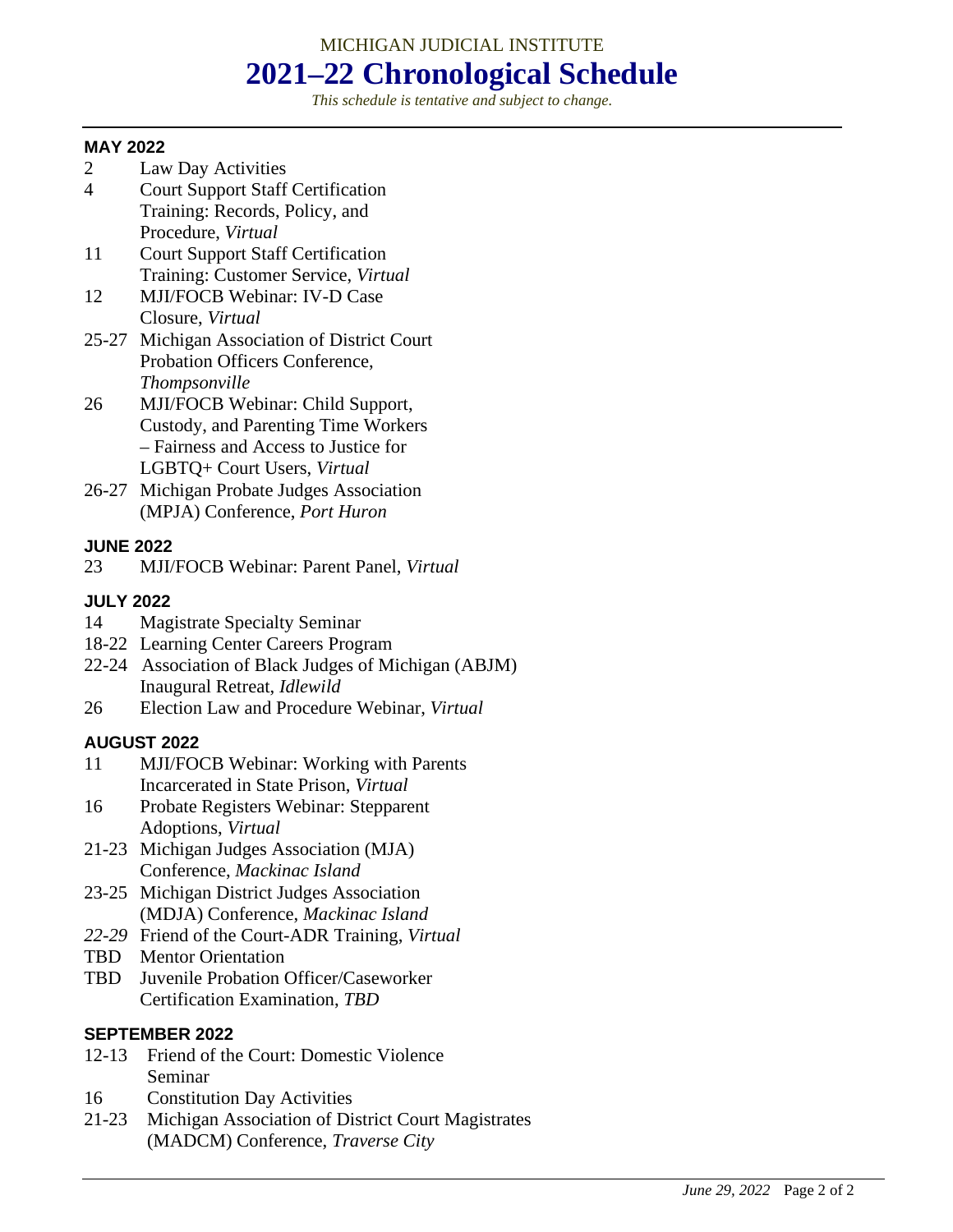MICHIGAN JUDICIAL INSTITUTE

# 2021–22 Chronological Schedule

*This schedule is tentative and subject to change.*

## MAY 2022

- 2 Law Day Activities
- 4 Court Support Staff Certification Training: Records, Policy, and Procedure, *Virtual*
- 11 Court Support Staff Certification Training: Customer Service, *Virtual*
- 12 MJI/FOCB Webinar: IV-D Case Closure, *Virtual*
- 25-27 Michigan Association of District Court Probation Officers Conference, *Thompsonville*
- 26 MJI/FOCB Webinar: Child Support, Custody, and Parenting Time Workers – Fairness and Access to Justice for LGBTQ+ Court Users, *Virtual*
- 26-27 Michigan Probate Judges Association (MPJA) Conference, *Port Huron*

## JUNE 2022

- 23 MJI/FOCB Webinar: Parent Panel, *Virtual*

## JULY 2022

- 14 Magistrate Specialty Seminar
- 18-22 Learning Center Careers Program
- 22-24 Association of Black Judges of Michigan (ABJM) Inaugural Retreat, *Idlewild*
- 26 Election Law and Procedure Webinar, *Virtual*

## AUGUST 2022

- 11 MJI/FOCB Webinar: Working with Parents Incarcerated in State Prison, *Virtual*
- 16 Probate Registers Webinar: Stepparent Adoptions, *Virtual*
- 21-23 Michigan Judges Association (MJA) Conference, *Mackinac Island*
- 23-25 Michigan District Judges Association (MDJA) Conference, *Mackinac Island*
- *22-29* Friend of the Court-ADR Training, *Virtual*
- TBD Mentor Orientation
- TBD Juvenile Probation Officer/Caseworker Certification Examination, *TBD*

## SEPTEMBER 2022

- 12-13 Friend of the Court: Domestic Violence Seminar
- 16 Constitution Day Activities
- 21-23 Michigan Association of District Court Magistrates (MADCM) Conference, *Traverse City*

*June 29, 2022*